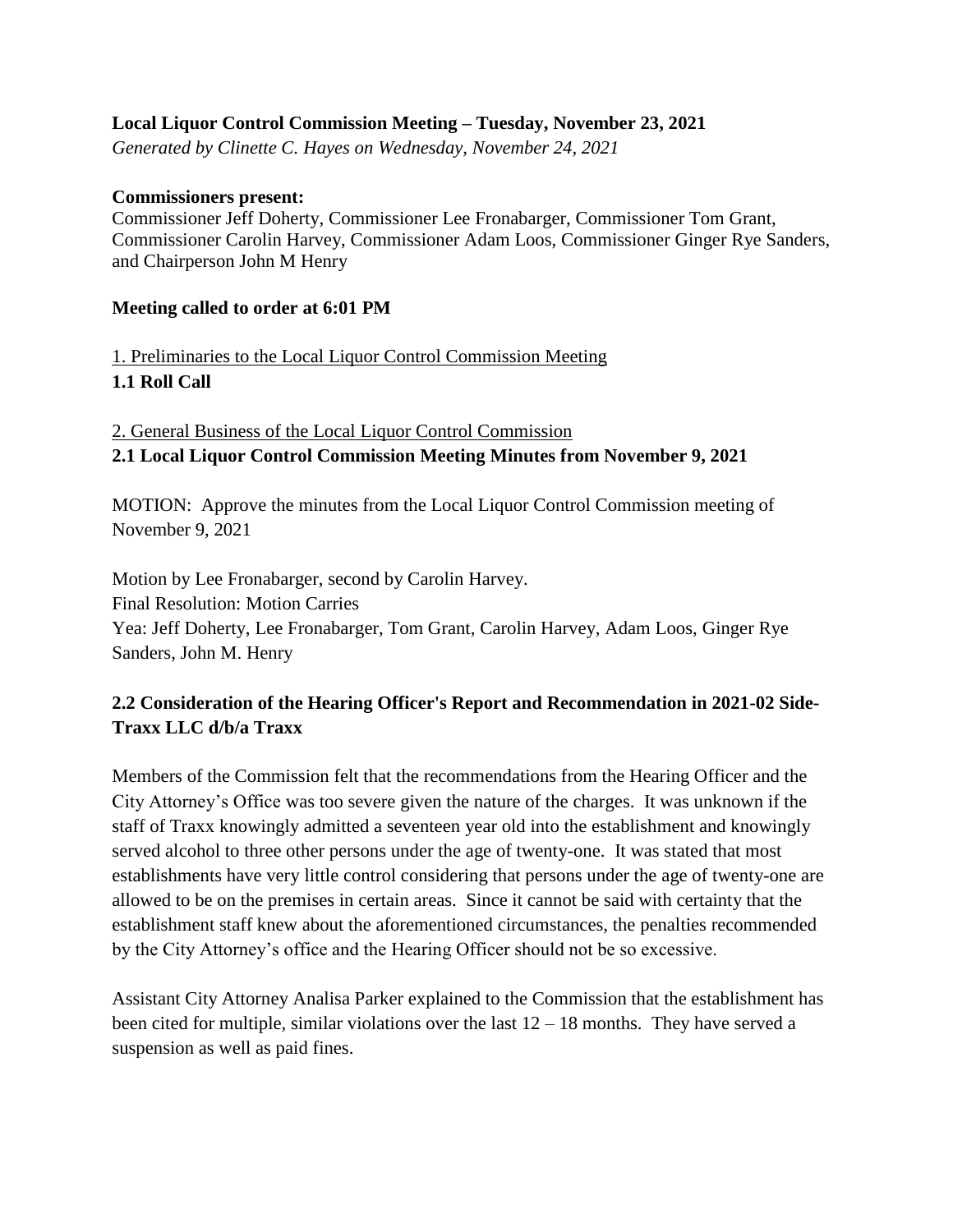**Local Liquor Control Commission Meeting – Tuesday, November 23, 2021**

*Generated by Clinette C. Hayes on Wednesday, November 24, 2021*

**Commissioners present:**

Commissioner Jeff Doherty, Commissioner Lee Fronabarger, Commissioner Tom Grant, Commissioner Carolin Harvey, Commissioner Adam Loos, Commissioner Ginger Rye Sanders, and Chairperson John M Henry

**Meeting called to order at 6:01 PM**

1. Preliminaries to the Local Liquor Control Commission Meeting

**1.1 Roll Call**

2. General Business of the Local Liquor Control Commission

**2.1 Local Liquor Control Commission Meeting Minutes from November 9, 2021**

MOTION: Approve the minutes from the Local Liquor Control Commission meeting of November 9, 2021

Motion by Lee Fronabarger, second by Carolin Harvey.
Final Resolution: Motion Carries
Yea: Jeff Doherty, Lee Fronabarger, Tom Grant, Carolin Harvey, Adam Loos, Ginger Rye Sanders, John M. Henry

**2.2 Consideration of the Hearing Officer's Report and Recommendation in 2021-02 Side-Traxx LLC d/b/a Traxx**

Members of the Commission felt that the recommendations from the Hearing Officer and the City Attorney's Office was too severe given the nature of the charges. It was unknown if the staff of Traxx knowingly admitted a seventeen year old into the establishment and knowingly served alcohol to three other persons under the age of twenty-one. It was stated that most establishments have very little control considering that persons under the age of twenty-one are allowed to be on the premises in certain areas. Since it cannot be said with certainty that the establishment staff knew about the aforementioned circumstances, the penalties recommended by the City Attorney's office and the Hearing Officer should not be so excessive.

Assistant City Attorney Analisa Parker explained to the Commission that the establishment has been cited for multiple, similar violations over the last 12 – 18 months. They have served a suspension as well as paid fines.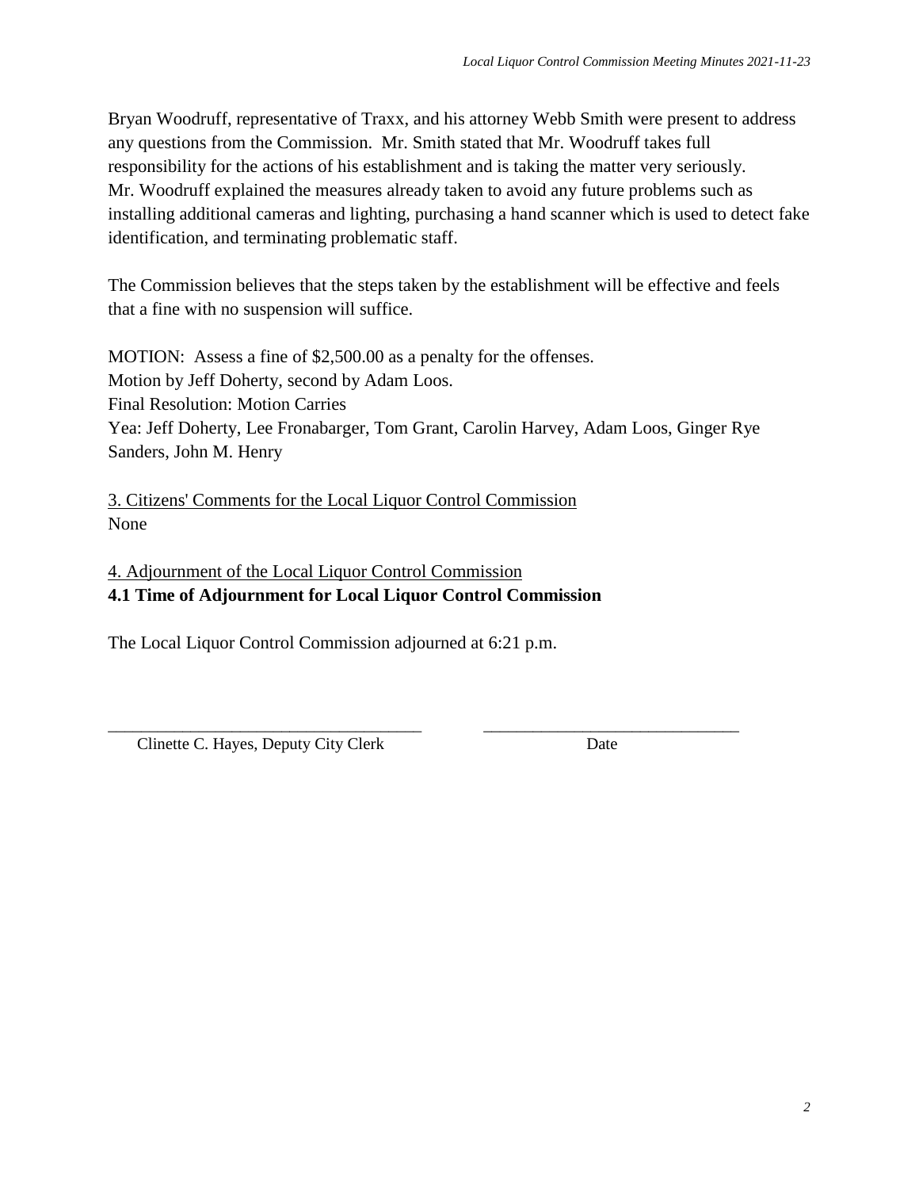Bryan Woodruff, representative of Traxx, and his attorney Webb Smith were present to address any questions from the Commission. Mr. Smith stated that Mr. Woodruff takes full responsibility for the actions of his establishment and is taking the matter very seriously. Mr. Woodruff explained the measures already taken to avoid any future problems such as installing additional cameras and lighting, purchasing a hand scanner which is used to detect fake identification, and terminating problematic staff.

The Commission believes that the steps taken by the establishment will be effective and feels that a fine with no suspension will suffice.

MOTION: Assess a fine of $2,500.00 as a penalty for the offenses.
Motion by Jeff Doherty, second by Adam Loos.
Final Resolution: Motion Carries
Yea: Jeff Doherty, Lee Fronabarger, Tom Grant, Carolin Harvey, Adam Loos, Ginger Rye Sanders, John M. Henry

<u>3. Citizens' Comments for the Local Liquor Control Commission</u>
None

<u>4. Adjournment of the Local Liquor Control Commission</u>
**4.1 Time of Adjournment for Local Liquor Control Commission**

The Local Liquor Control Commission adjourned at 6:21 p.m.

_____________________________________ ______________________________
Clinette C. Hayes, Deputy City Clerk Date